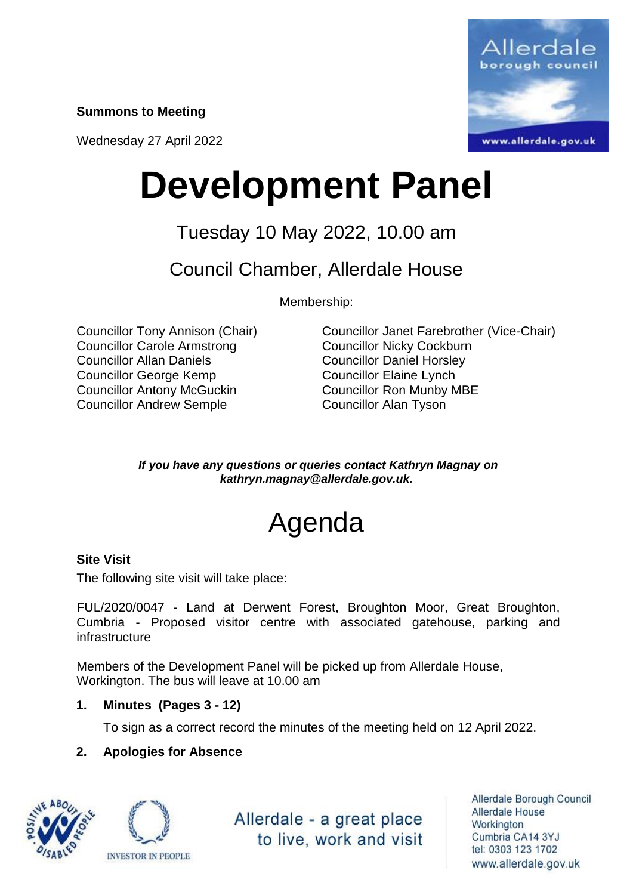**Summons to Meeting**

Wednesday 27 April 2022

# Development Panel

## Tuesday 10 May 2022, 10.00 am

## Council Chamber, Allerdale House

Membership:

Councillor Tony Annison (Chair)
Councillor Carole Armstrong
Councillor Allan Daniels
Councillor George Kemp
Councillor Antony McGuckin
Councillor Andrew Semple
Councillor Janet Farebrother (Vice-Chair)
Councillor Nicky Cockburn
Councillor Daniel Horsley
Councillor Elaine Lynch
Councillor Ron Munby MBE
Councillor Alan Tyson

***If you have any questions or queries contact Kathryn Magnay on kathryn.magnay@allerdale.gov.uk.***

# Agenda

**Site Visit**

The following site visit will take place:

FUL/2020/0047 - Land at Derwent Forest, Broughton Moor, Great Broughton, Cumbria - Proposed visitor centre with associated gatehouse, parking and infrastructure

Members of the Development Panel will be picked up from Allerdale House, Workington. The bus will leave at 10.00 am

**1. Minutes (Pages 3 - 12)**

To sign as a correct record the minutes of the meeting held on 12 April 2022.

**2. Apologies for Absence**

Allerdale - a great place to live, work and visit

Allerdale Borough Council
Allerdale House
Workington
Cumbria CA14 3YJ
tel: 0303 123 1702
www.allerdale.gov.uk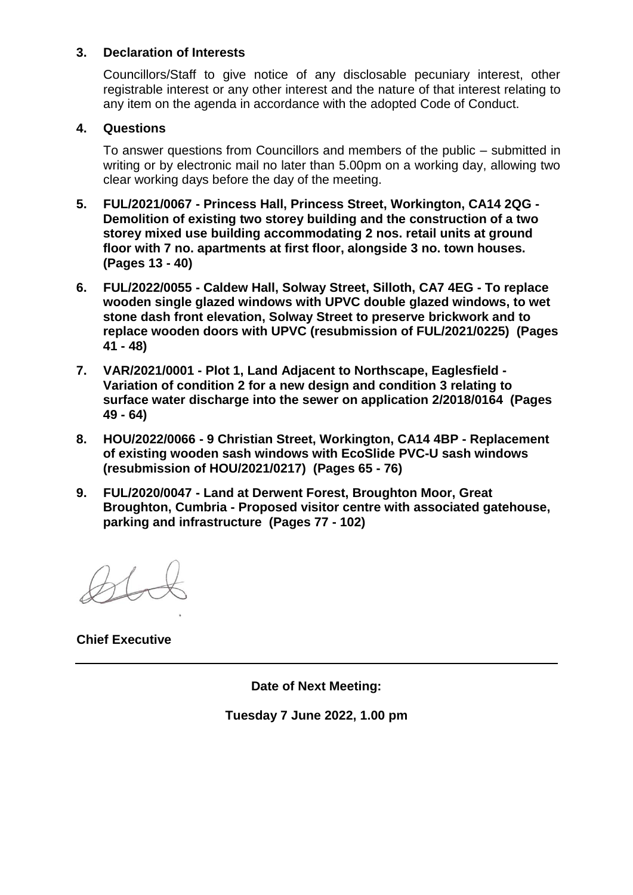**3. Declaration of Interests**

Councillors/Staff to give notice of any disclosable pecuniary interest, other registrable interest or any other interest and the nature of that interest relating to any item on the agenda in accordance with the adopted Code of Conduct.

**4. Questions**

To answer questions from Councillors and members of the public – submitted in writing or by electronic mail no later than 5.00pm on a working day, allowing two clear working days before the day of the meeting.

**5. FUL/2021/0067 - Princess Hall, Princess Street, Workington, CA14 2QG - Demolition of existing two storey building and the construction of a two storey mixed use building accommodating 2 nos. retail units at ground floor with 7 no. apartments at first floor, alongside 3 no. town houses. (Pages 13 - 40)**

**6. FUL/2022/0055 - Caldew Hall, Solway Street, Silloth, CA7 4EG - To replace wooden single glazed windows with UPVC double glazed windows, to wet stone dash front elevation, Solway Street to preserve brickwork and to replace wooden doors with UPVC (resubmission of FUL/2021/0225) (Pages 41 - 48)**

**7. VAR/2021/0001 - Plot 1, Land Adjacent to Northscape, Eaglesfield - Variation of condition 2 for a new design and condition 3 relating to surface water discharge into the sewer on application 2/2018/0164 (Pages 49 - 64)**

**8. HOU/2022/0066 - 9 Christian Street, Workington, CA14 4BP - Replacement of existing wooden sash windows with EcoSlide PVC-U sash windows (resubmission of HOU/2021/0217) (Pages 65 - 76)**

**9. FUL/2020/0047 - Land at Derwent Forest, Broughton Moor, Great Broughton, Cumbria - Proposed visitor centre with associated gatehouse, parking and infrastructure (Pages 77 - 102)**

**Chief Executive**

---

**Date of Next Meeting:**

**Tuesday 7 June 2022, 1.00 pm**